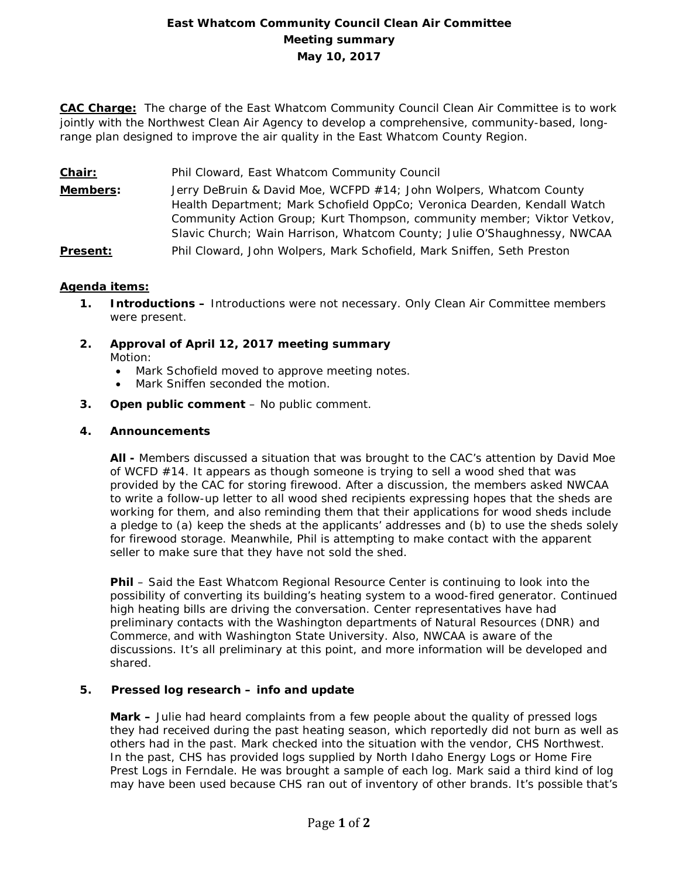# East Whatcom Community Council Clean Air Committee
## Meeting summary
## May 10, 2017

**CAC Charge:** The charge of the East Whatcom Community Council Clean Air Committee is to work jointly with the Northwest Clean Air Agency to develop a comprehensive, community-based, long-range plan designed to improve the air quality in the East Whatcom County Region.

**Chair:** Phil Cloward, East Whatcom Community Council

**Members:** Jerry DeBruin & David Moe, WCFPD #14; John Wolpers, Whatcom County Health Department; Mark Schofield OppCo; Veronica Dearden, Kendall Watch Community Action Group; Kurt Thompson, community member; Viktor Vetkov, Slavic Church; Wain Harrison, Whatcom County; Julie O'Shaughnessy, NWCAA

**Present:** Phil Cloward, John Wolpers, Mark Schofield, Mark Sniffen, Seth Preston

**Agenda items:**

1. **Introductions –** Introductions were not necessary. Only Clean Air Committee members were present.

2. **Approval of April 12, 2017 meeting summary**
   Motion:
   - Mark Schofield moved to approve meeting notes.
   - Mark Sniffen seconded the motion.

3. **Open public comment** – No public comment.

4. **Announcements**

   **All -** Members discussed a situation that was brought to the CAC's attention by David Moe of WCFD #14. It appears as though someone is trying to sell a wood shed that was provided by the CAC for storing firewood. After a discussion, the members asked NWCAA to write a follow-up letter to all wood shed recipients expressing hopes that the sheds are working for them, and also reminding them that their applications for wood sheds include a pledge to (a) keep the sheds at the applicants' addresses and (b) to use the sheds solely for firewood storage. Meanwhile, Phil is attempting to make contact with the apparent seller to make sure that they have not sold the shed.

   **Phil** – Said the East Whatcom Regional Resource Center is continuing to look into the possibility of converting its building's heating system to a wood-fired generator. Continued high heating bills are driving the conversation. Center representatives have had preliminary contacts with the Washington departments of Natural Resources (DNR) and Commerce, and with Washington State University. Also, NWCAA is aware of the discussions. It's all preliminary at this point, and more information will be developed and shared.

5. **Pressed log research – info and update**

   **Mark –** Julie had heard complaints from a few people about the quality of pressed logs they had received during the past heating season, which reportedly did not burn as well as others had in the past. Mark checked into the situation with the vendor, CHS Northwest. In the past, CHS has provided logs supplied by North Idaho Energy Logs or Home Fire Prest Logs in Ferndale. He was brought a sample of each log. Mark said a third kind of log may have been used because CHS ran out of inventory of other brands. It's possible that's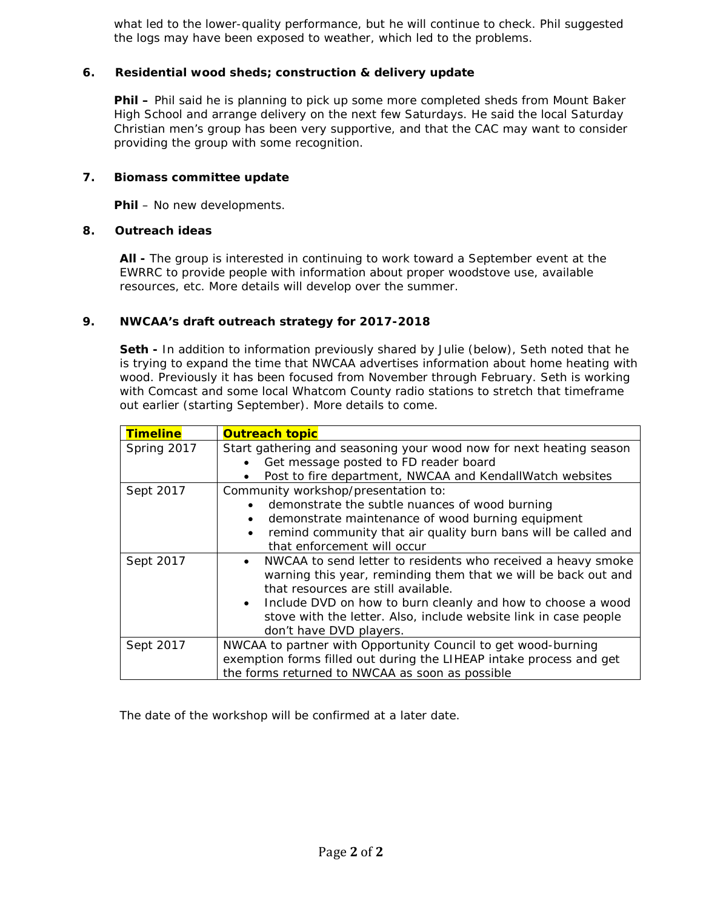what led to the lower-quality performance, but he will continue to check. Phil suggested the logs may have been exposed to weather, which led to the problems.

**6. Residential wood sheds; construction & delivery update**

**Phil –** Phil said he is planning to pick up some more completed sheds from Mount Baker High School and arrange delivery on the next few Saturdays. He said the local Saturday Christian men's group has been very supportive, and that the CAC may want to consider providing the group with some recognition.

**7. Biomass committee update**

**Phil** – No new developments.

**8. Outreach ideas**

**All -** The group is interested in continuing to work toward a September event at the EWRRC to provide people with information about proper woodstove use, available resources, etc. More details will develop over the summer.

**9. NWCAA's draft outreach strategy for 2017-2018**

**Seth -** In addition to information previously shared by Julie (below), Seth noted that he is trying to expand the time that NWCAA advertises information about home heating with wood. Previously it has been focused from November through February. Seth is working with Comcast and some local Whatcom County radio stations to stretch that timeframe out earlier (starting September). More details to come.

| **Timeline** | **Outreach topic** |
|---|---|
| Spring 2017 | Start gathering and seasoning your wood now for next heating season<br>• Get message posted to FD reader board<br>• Post to fire department, NWCAA and KendallWatch websites |
| Sept 2017 | Community workshop/presentation to:<br>• demonstrate the subtle nuances of wood burning<br>• demonstrate maintenance of wood burning equipment<br>• remind community that air quality burn bans will be called and that enforcement will occur |
| Sept 2017 | • NWCAA to send letter to residents who received a heavy smoke warning this year, reminding them that we will be back out and that resources are still available.<br>• Include DVD on how to burn cleanly and how to choose a wood stove with the letter. Also, include website link in case people don't have DVD players. |
| Sept 2017 | NWCAA to partner with Opportunity Council to get wood-burning exemption forms filled out during the LIHEAP intake process and get the forms returned to NWCAA as soon as possible |

The date of the workshop will be confirmed at a later date.